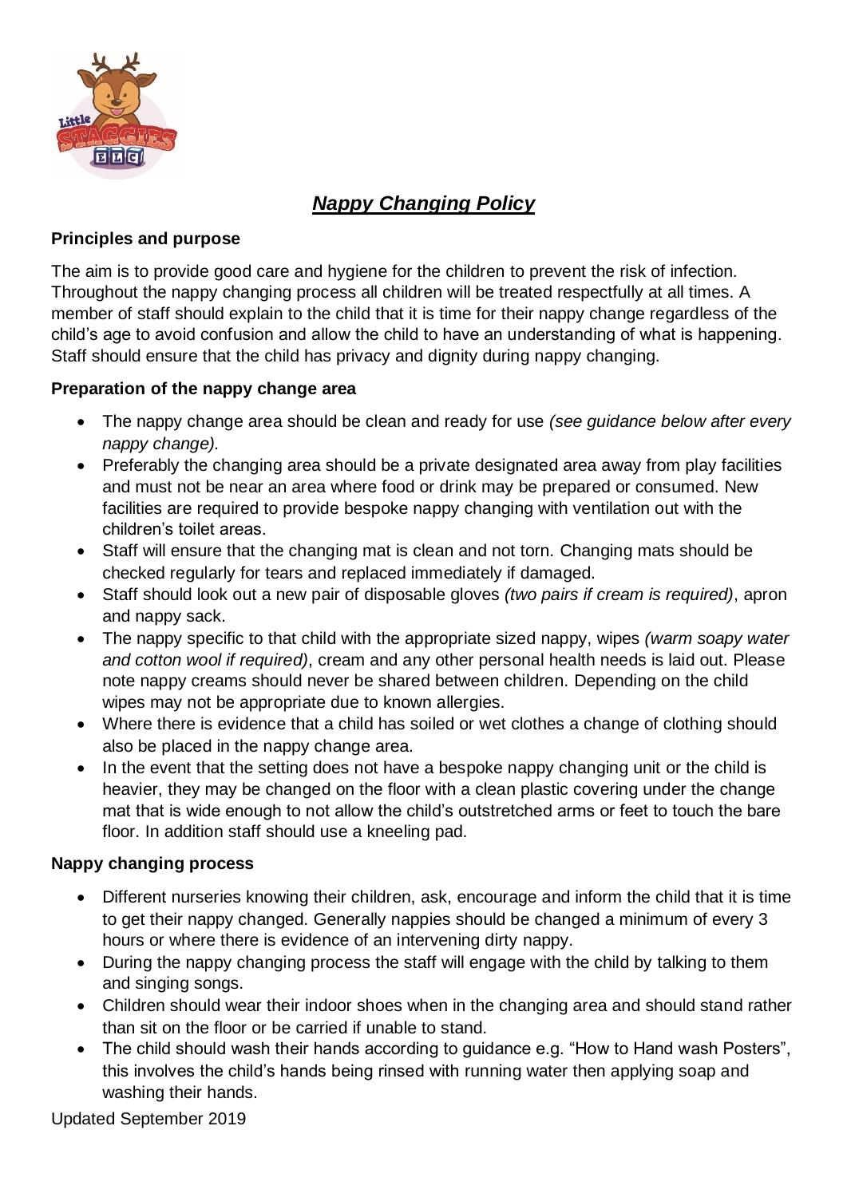# ***Nappy Changing Policy***

**Principles and purpose**

The aim is to provide good care and hygiene for the children to prevent the risk of infection. Throughout the nappy changing process all children will be treated respectfully at all times. A member of staff should explain to the child that it is time for their nappy change regardless of the child's age to avoid confusion and allow the child to have an understanding of what is happening. Staff should ensure that the child has privacy and dignity during nappy changing.

**Preparation of the nappy change area**

- The nappy change area should be clean and ready for use *(see guidance below after every nappy change).*
- Preferably the changing area should be a private designated area away from play facilities and must not be near an area where food or drink may be prepared or consumed. New facilities are required to provide bespoke nappy changing with ventilation out with the children's toilet areas.
- Staff will ensure that the changing mat is clean and not torn. Changing mats should be checked regularly for tears and replaced immediately if damaged.
- Staff should look out a new pair of disposable gloves *(two pairs if cream is required)*, apron and nappy sack.
- The nappy specific to that child with the appropriate sized nappy, wipes *(warm soapy water and cotton wool if required)*, cream and any other personal health needs is laid out. Please note nappy creams should never be shared between children. Depending on the child wipes may not be appropriate due to known allergies.
- Where there is evidence that a child has soiled or wet clothes a change of clothing should also be placed in the nappy change area.
- In the event that the setting does not have a bespoke nappy changing unit or the child is heavier, they may be changed on the floor with a clean plastic covering under the change mat that is wide enough to not allow the child's outstretched arms or feet to touch the bare floor. In addition staff should use a kneeling pad.

**Nappy changing process**

- Different nurseries knowing their children, ask, encourage and inform the child that it is time to get their nappy changed. Generally nappies should be changed a minimum of every 3 hours or where there is evidence of an intervening dirty nappy.
- During the nappy changing process the staff will engage with the child by talking to them and singing songs.
- Children should wear their indoor shoes when in the changing area and should stand rather than sit on the floor or be carried if unable to stand.
- The child should wash their hands according to guidance e.g. "How to Hand wash Posters", this involves the child's hands being rinsed with running water then applying soap and washing their hands.

Updated September 2019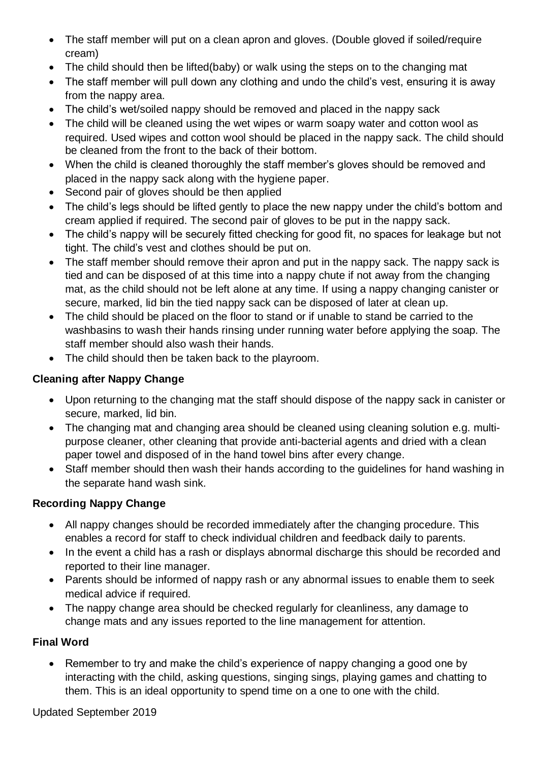- The staff member will put on a clean apron and gloves. (Double gloved if soiled/require cream)
- The child should then be lifted(baby) or walk using the steps on to the changing mat
- The staff member will pull down any clothing and undo the child's vest, ensuring it is away from the nappy area.
- The child's wet/soiled nappy should be removed and placed in the nappy sack
- The child will be cleaned using the wet wipes or warm soapy water and cotton wool as required. Used wipes and cotton wool should be placed in the nappy sack. The child should be cleaned from the front to the back of their bottom.
- When the child is cleaned thoroughly the staff member's gloves should be removed and placed in the nappy sack along with the hygiene paper.
- Second pair of gloves should be then applied
- The child's legs should be lifted gently to place the new nappy under the child's bottom and cream applied if required. The second pair of gloves to be put in the nappy sack.
- The child's nappy will be securely fitted checking for good fit, no spaces for leakage but not tight. The child's vest and clothes should be put on.
- The staff member should remove their apron and put in the nappy sack. The nappy sack is tied and can be disposed of at this time into a nappy chute if not away from the changing mat, as the child should not be left alone at any time. If using a nappy changing canister or secure, marked, lid bin the tied nappy sack can be disposed of later at clean up.
- The child should be placed on the floor to stand or if unable to stand be carried to the washbasins to wash their hands rinsing under running water before applying the soap. The staff member should also wash their hands.
- The child should then be taken back to the playroom.

**Cleaning after Nappy Change**

- Upon returning to the changing mat the staff should dispose of the nappy sack in canister or secure, marked, lid bin.
- The changing mat and changing area should be cleaned using cleaning solution e.g. multi-purpose cleaner, other cleaning that provide anti-bacterial agents and dried with a clean paper towel and disposed of in the hand towel bins after every change.
- Staff member should then wash their hands according to the guidelines for hand washing in the separate hand wash sink.

**Recording Nappy Change**

- All nappy changes should be recorded immediately after the changing procedure. This enables a record for staff to check individual children and feedback daily to parents.
- In the event a child has a rash or displays abnormal discharge this should be recorded and reported to their line manager.
- Parents should be informed of nappy rash or any abnormal issues to enable them to seek medical advice if required.
- The nappy change area should be checked regularly for cleanliness, any damage to change mats and any issues reported to the line management for attention.

**Final Word**

- Remember to try and make the child's experience of nappy changing a good one by interacting with the child, asking questions, singing sings, playing games and chatting to them. This is an ideal opportunity to spend time on a one to one with the child.

Updated September 2019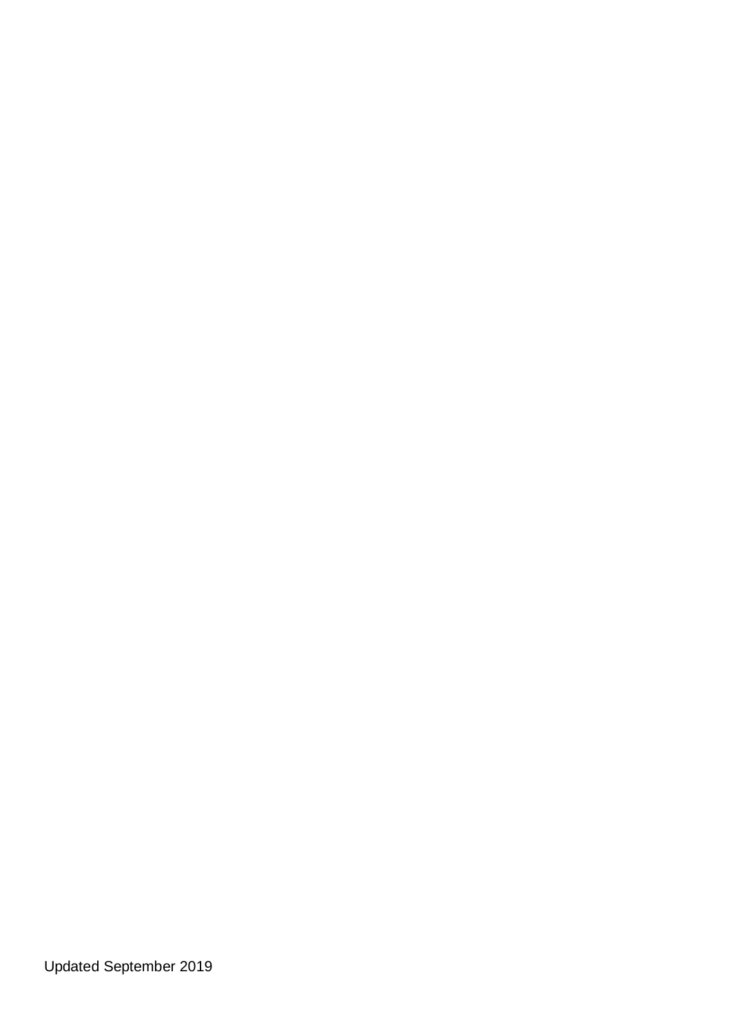Updated September 2019